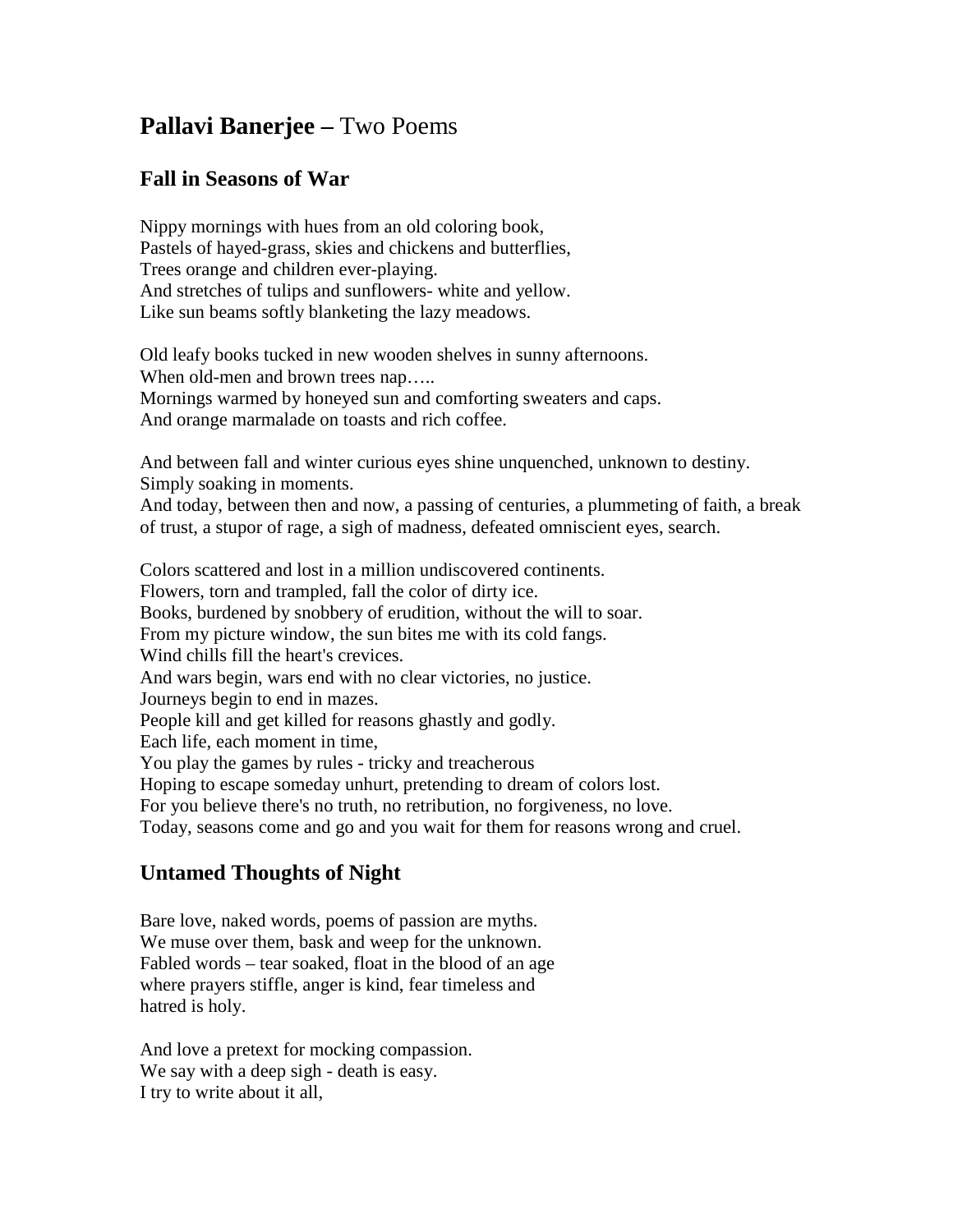# **Pallavi Banerjee –** Two Poems

## Fall in Seasons of War

Nippy mornings with hues from an old coloring book,
Pastels of hayed-grass, skies and chickens and butterflies,
Trees orange and children ever-playing.
And stretches of tulips and sunflowers- white and yellow.
Like sun beams softly blanketing the lazy meadows.

Old leafy books tucked in new wooden shelves in sunny afternoons.
When old-men and brown trees nap…..
Mornings warmed by honeyed sun and comforting sweaters and caps.
And orange marmalade on toasts and rich coffee.

And between fall and winter curious eyes shine unquenched, unknown to destiny.
Simply soaking in moments.
And today, between then and now, a passing of centuries, a plummeting of faith, a break of trust, a stupor of rage, a sigh of madness, defeated omniscient eyes, search.

Colors scattered and lost in a million undiscovered continents.
Flowers, torn and trampled, fall the color of dirty ice.
Books, burdened by snobbery of erudition, without the will to soar.
From my picture window, the sun bites me with its cold fangs.
Wind chills fill the heart's crevices.
And wars begin, wars end with no clear victories, no justice.
Journeys begin to end in mazes.
People kill and get killed for reasons ghastly and godly.
Each life, each moment in time,
You play the games by rules - tricky and treacherous
Hoping to escape someday unhurt, pretending to dream of colors lost.
For you believe there's no truth, no retribution, no forgiveness, no love.
Today, seasons come and go and you wait for them for reasons wrong and cruel.

## Untamed Thoughts of Night

Bare love, naked words, poems of passion are myths.
We muse over them, bask and weep for the unknown.
Fabled words – tear soaked, float in the blood of an age
where prayers stiffle, anger is kind, fear timeless and
hatred is holy.

And love a pretext for mocking compassion.
We say with a deep sigh - death is easy.
I try to write about it all,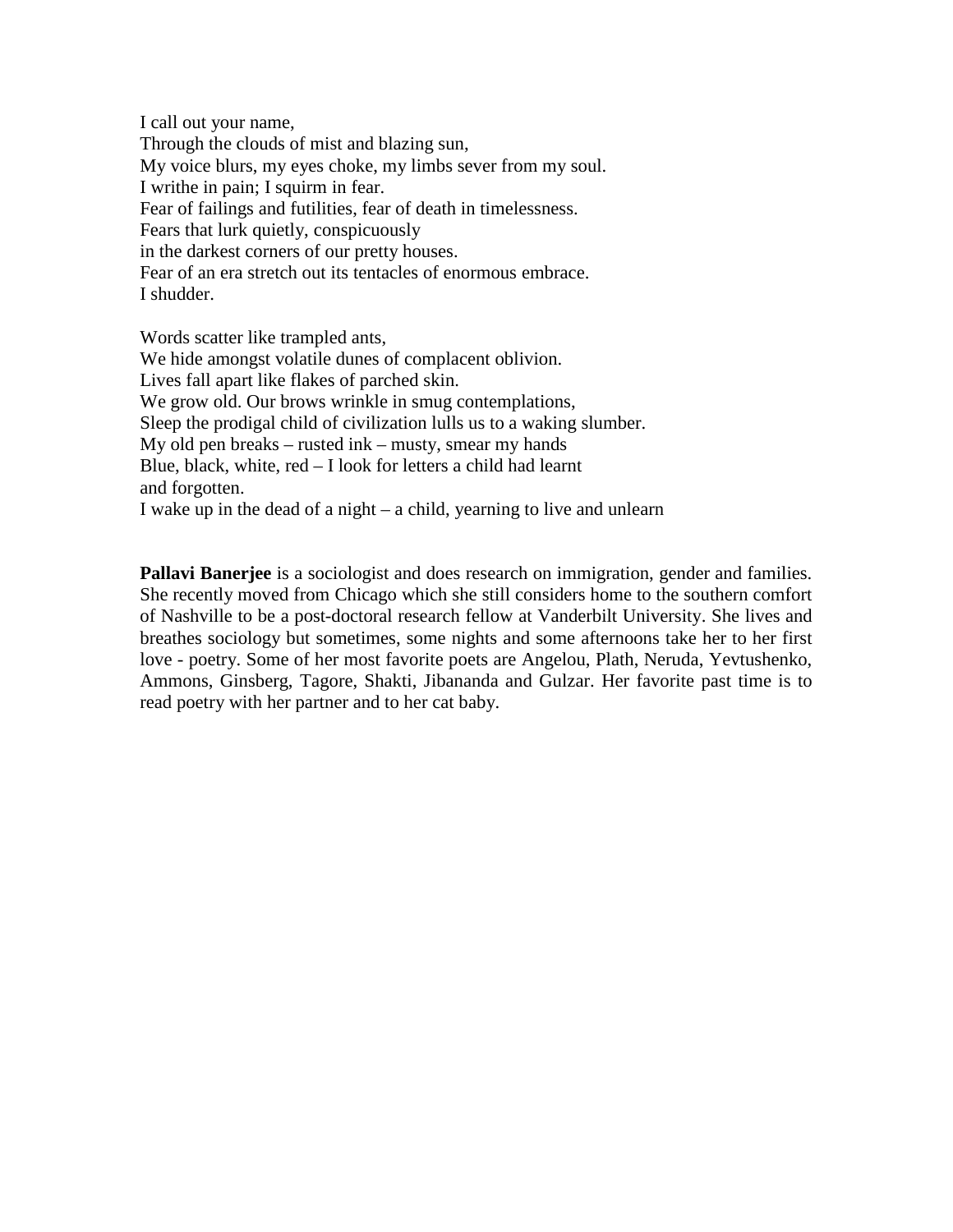I call out your name,  
Through the clouds of mist and blazing sun,  
My voice blurs, my eyes choke, my limbs sever from my soul.  
I writhe in pain; I squirm in fear.  
Fear of failings and futilities, fear of death in timelessness.  
Fears that lurk quietly, conspicuously  
in the darkest corners of our pretty houses.  
Fear of an era stretch out its tentacles of enormous embrace.  
I shudder.

Words scatter like trampled ants,  
We hide amongst volatile dunes of complacent oblivion.  
Lives fall apart like flakes of parched skin.  
We grow old. Our brows wrinkle in smug contemplations,  
Sleep the prodigal child of civilization lulls us to a waking slumber.  
My old pen breaks – rusted ink – musty, smear my hands  
Blue, black, white, red – I look for letters a child had learnt  
and forgotten.  
I wake up in the dead of a night – a child, yearning to live and unlearn

**Pallavi Banerjee** is a sociologist and does research on immigration, gender and families. She recently moved from Chicago which she still considers home to the southern comfort of Nashville to be a post-doctoral research fellow at Vanderbilt University. She lives and breathes sociology but sometimes, some nights and some afternoons take her to her first love - poetry. Some of her most favorite poets are Angelou, Plath, Neruda, Yevtushenko, Ammons, Ginsberg, Tagore, Shakti, Jibananda and Gulzar. Her favorite past time is to read poetry with her partner and to her cat baby.